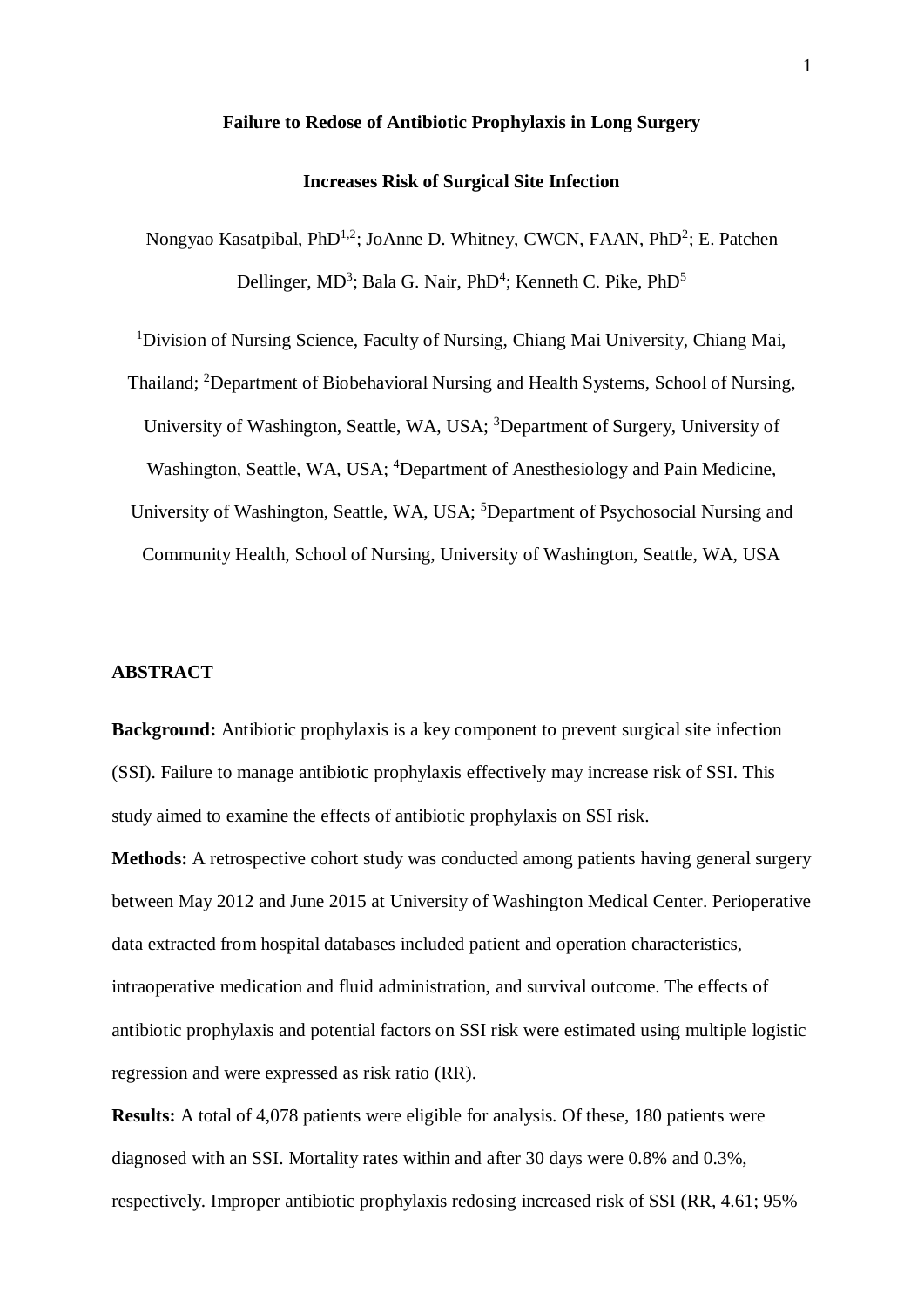# Failure to Redose of Antibiotic Prophylaxis in Long Surgery Increases Risk of Surgical Site Infection

Nongyao Kasatpibal, PhD[1,2]; JoAnne D. Whitney, CWCN, FAAN, PhD[2]; E. Patchen Dellinger, MD[3]; Bala G. Nair, PhD[4]; Kenneth C. Pike, PhD[5]

[1]Division of Nursing Science, Faculty of Nursing, Chiang Mai University, Chiang Mai, Thailand; [2]Department of Biobehavioral Nursing and Health Systems, School of Nursing, University of Washington, Seattle, WA, USA; [3]Department of Surgery, University of Washington, Seattle, WA, USA; [4]Department of Anesthesiology and Pain Medicine, University of Washington, Seattle, WA, USA; [5]Department of Psychosocial Nursing and Community Health, School of Nursing, University of Washington, Seattle, WA, USA

## ABSTRACT

**Background:** Antibiotic prophylaxis is a key component to prevent surgical site infection (SSI). Failure to manage antibiotic prophylaxis effectively may increase risk of SSI. This study aimed to examine the effects of antibiotic prophylaxis on SSI risk.

**Methods:** A retrospective cohort study was conducted among patients having general surgery between May 2012 and June 2015 at University of Washington Medical Center. Perioperative data extracted from hospital databases included patient and operation characteristics, intraoperative medication and fluid administration, and survival outcome. The effects of antibiotic prophylaxis and potential factors on SSI risk were estimated using multiple logistic regression and were expressed as risk ratio (RR).

**Results:** A total of 4,078 patients were eligible for analysis. Of these, 180 patients were diagnosed with an SSI. Mortality rates within and after 30 days were 0.8% and 0.3%, respectively. Improper antibiotic prophylaxis redosing increased risk of SSI (RR, 4.61; 95%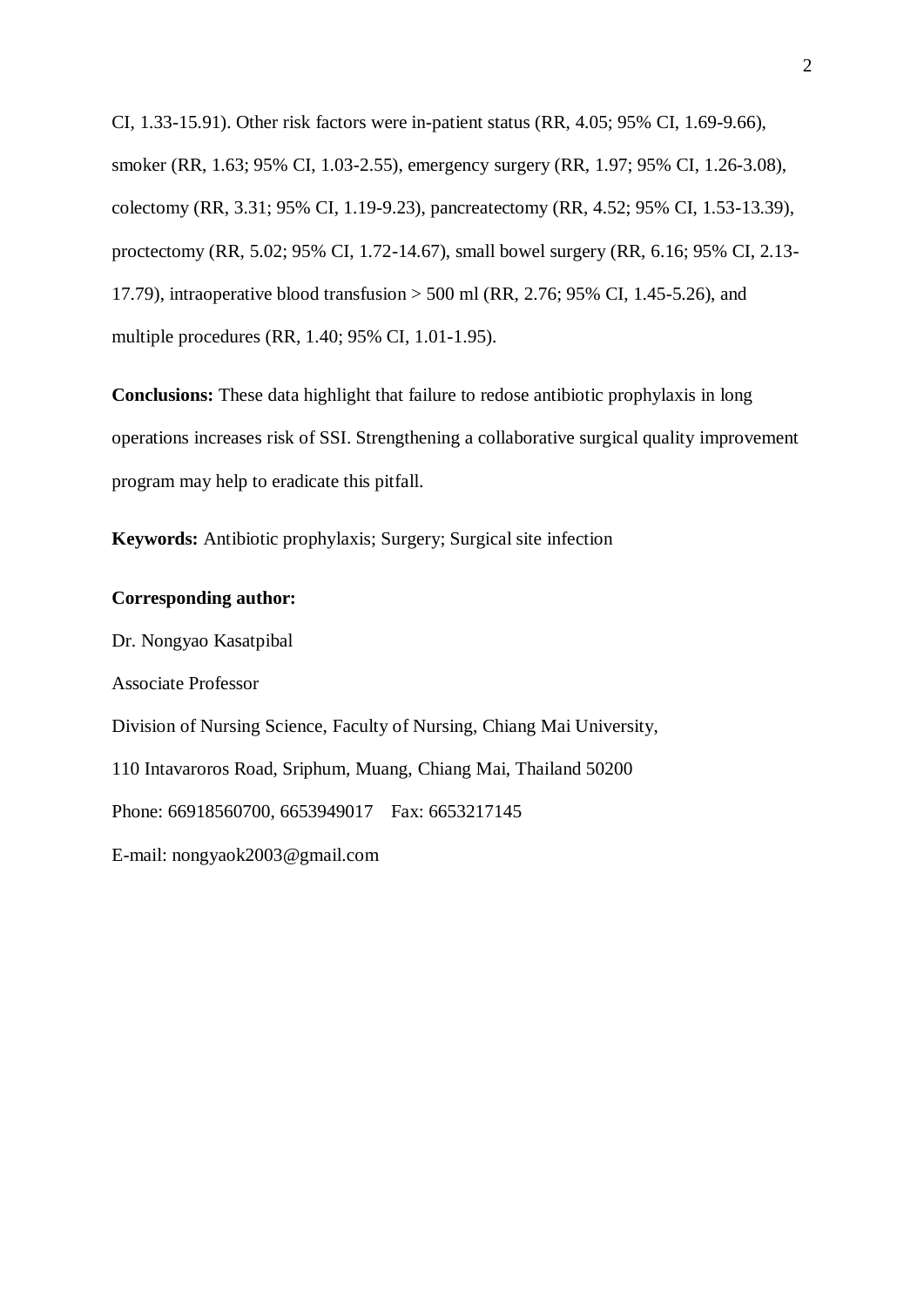CI, 1.33-15.91). Other risk factors were in-patient status (RR, 4.05; 95% CI, 1.69-9.66), smoker (RR, 1.63; 95% CI, 1.03-2.55), emergency surgery (RR, 1.97; 95% CI, 1.26-3.08), colectomy (RR, 3.31; 95% CI, 1.19-9.23), pancreatectomy (RR, 4.52; 95% CI, 1.53-13.39), proctectomy (RR, 5.02; 95% CI, 1.72-14.67), small bowel surgery (RR, 6.16; 95% CI, 2.13-17.79), intraoperative blood transfusion > 500 ml (RR, 2.76; 95% CI, 1.45-5.26), and multiple procedures (RR, 1.40; 95% CI, 1.01-1.95).

**Conclusions:** These data highlight that failure to redose antibiotic prophylaxis in long operations increases risk of SSI. Strengthening a collaborative surgical quality improvement program may help to eradicate this pitfall.

**Keywords:** Antibiotic prophylaxis; Surgery; Surgical site infection

**Corresponding author:**

Dr. Nongyao Kasatpibal

Associate Professor

Division of Nursing Science, Faculty of Nursing, Chiang Mai University,

110 Intavaroros Road, Sriphum, Muang, Chiang Mai, Thailand 50200

Phone: 66918560700, 6653949017    Fax: 6653217145

E-mail: nongyaok2003@gmail.com